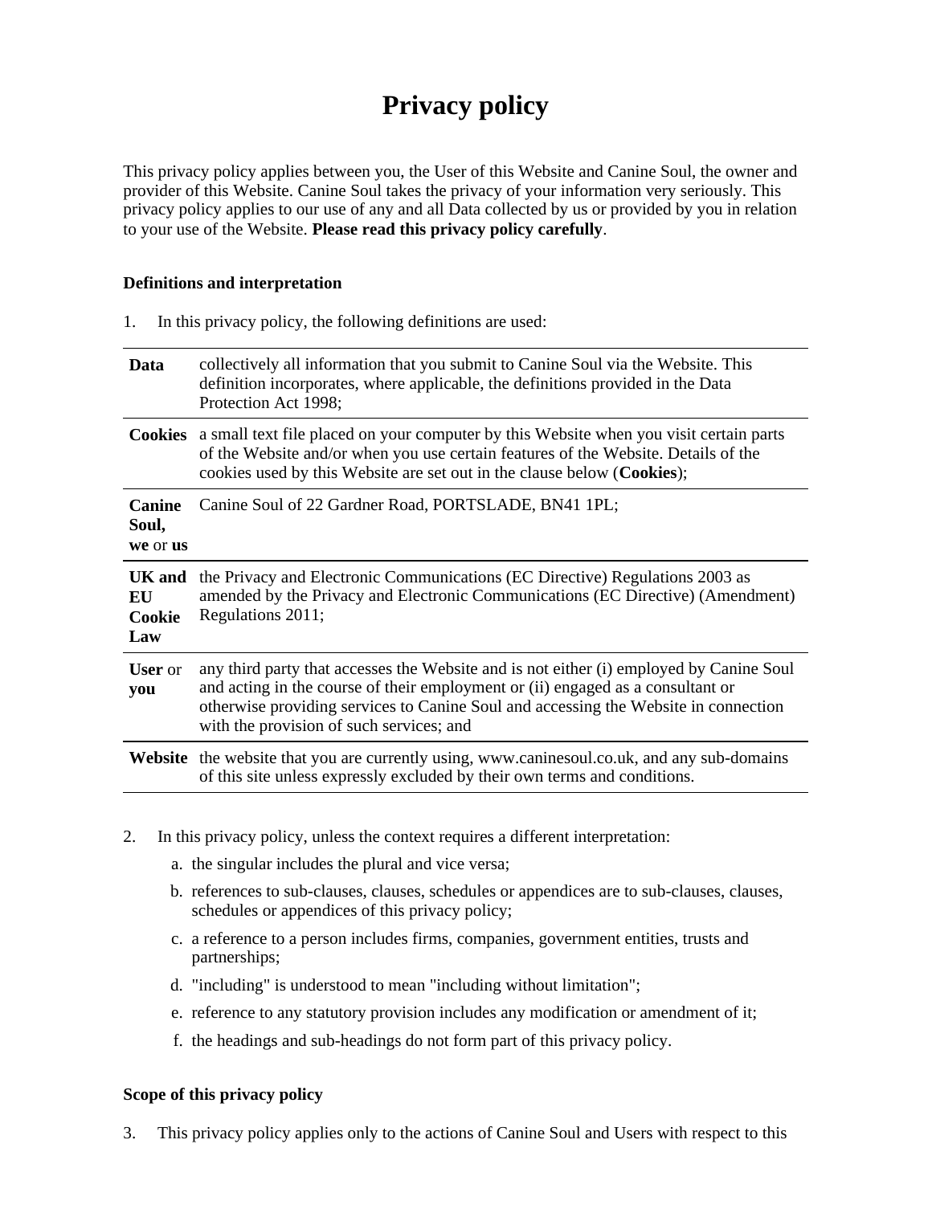# Privacy policy

This privacy policy applies between you, the User of this Website and Canine Soul, the owner and provider of this Website. Canine Soul takes the privacy of your information very seriously. This privacy policy applies to our use of any and all Data collected by us or provided by you in relation to your use of the Website. **Please read this privacy policy carefully**.

### Definitions and interpretation

1. In this privacy policy, the following definitions are used:

| | |
|---|---|
| **Data** | collectively all information that you submit to Canine Soul via the Website. This definition incorporates, where applicable, the definitions provided in the Data Protection Act 1998; |
| **Cookies** | a small text file placed on your computer by this Website when you visit certain parts of the Website and/or when you use certain features of the Website. Details of the cookies used by this Website are set out in the clause below (**Cookies**); |
| **Canine Soul, we** or **us** | Canine Soul of 22 Gardner Road, PORTSLADE, BN41 1PL; |
| **UK and EU Cookie Law** | the Privacy and Electronic Communications (EC Directive) Regulations 2003 as amended by the Privacy and Electronic Communications (EC Directive) (Amendment) Regulations 2011; |
| **User** or **you** | any third party that accesses the Website and is not either (i) employed by Canine Soul and acting in the course of their employment or (ii) engaged as a consultant or otherwise providing services to Canine Soul and accessing the Website in connection with the provision of such services; and |
| **Website** | the website that you are currently using, www.caninesoul.co.uk, and any sub-domains of this site unless expressly excluded by their own terms and conditions. |

2. In this privacy policy, unless the context requires a different interpretation:
   a. the singular includes the plural and vice versa;
   b. references to sub-clauses, clauses, schedules or appendices are to sub-clauses, clauses, schedules or appendices of this privacy policy;
   c. a reference to a person includes firms, companies, government entities, trusts and partnerships;
   d. "including" is understood to mean "including without limitation";
   e. reference to any statutory provision includes any modification or amendment of it;
   f. the headings and sub-headings do not form part of this privacy policy.

### Scope of this privacy policy

3. This privacy policy applies only to the actions of Canine Soul and Users with respect to this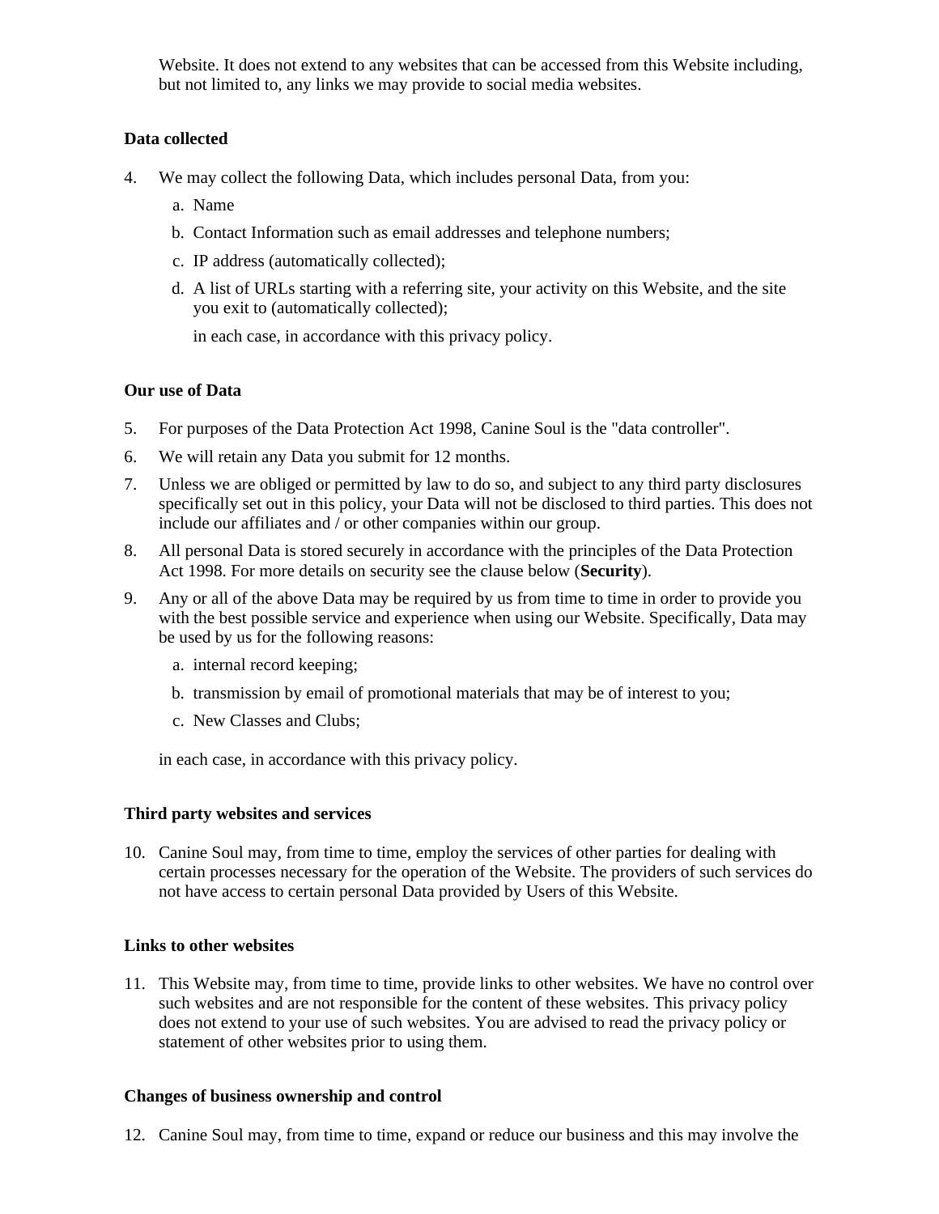Website. It does not extend to any websites that can be accessed from this Website including, but not limited to, any links we may provide to social media websites.

**Data collected**

4. We may collect the following Data, which includes personal Data, from you:
   a. Name
   b. Contact Information such as email addresses and telephone numbers;
   c. IP address (automatically collected);
   d. A list of URLs starting with a referring site, your activity on this Website, and the site you exit to (automatically collected);

   in each case, in accordance with this privacy policy.

**Our use of Data**

5. For purposes of the Data Protection Act 1998, Canine Soul is the "data controller".
6. We will retain any Data you submit for 12 months.
7. Unless we are obliged or permitted by law to do so, and subject to any third party disclosures specifically set out in this policy, your Data will not be disclosed to third parties. This does not include our affiliates and / or other companies within our group.
8. All personal Data is stored securely in accordance with the principles of the Data Protection Act 1998. For more details on security see the clause below (**Security**).
9. Any or all of the above Data may be required by us from time to time in order to provide you with the best possible service and experience when using our Website. Specifically, Data may be used by us for the following reasons:
   a. internal record keeping;
   b. transmission by email of promotional materials that may be of interest to you;
   c. New Classes and Clubs;

   in each case, in accordance with this privacy policy.

**Third party websites and services**

10. Canine Soul may, from time to time, employ the services of other parties for dealing with certain processes necessary for the operation of the Website. The providers of such services do not have access to certain personal Data provided by Users of this Website.

**Links to other websites**

11. This Website may, from time to time, provide links to other websites. We have no control over such websites and are not responsible for the content of these websites. This privacy policy does not extend to your use of such websites. You are advised to read the privacy policy or statement of other websites prior to using them.

**Changes of business ownership and control**

12. Canine Soul may, from time to time, expand or reduce our business and this may involve the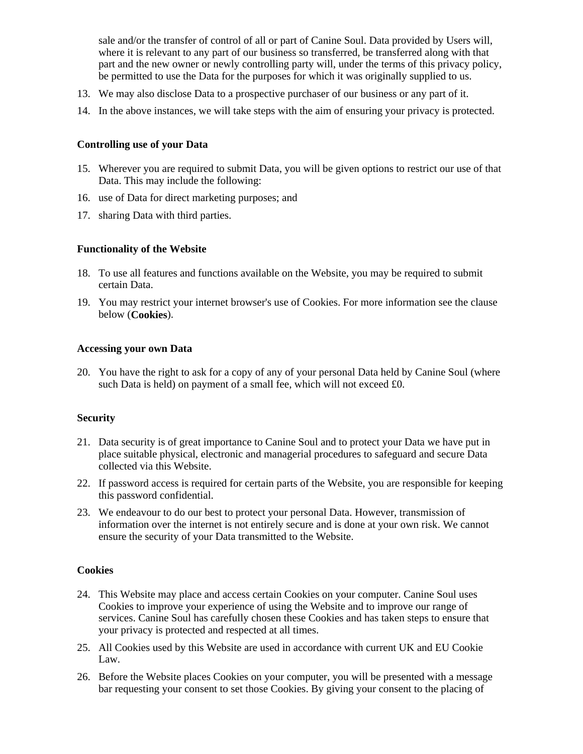sale and/or the transfer of control of all or part of Canine Soul. Data provided by Users will, where it is relevant to any part of our business so transferred, be transferred along with that part and the new owner or newly controlling party will, under the terms of this privacy policy, be permitted to use the Data for the purposes for which it was originally supplied to us.

13. We may also disclose Data to a prospective purchaser of our business or any part of it.
14. In the above instances, we will take steps with the aim of ensuring your privacy is protected.

**Controlling use of your Data**

15. Wherever you are required to submit Data, you will be given options to restrict our use of that Data. This may include the following:
16. use of Data for direct marketing purposes; and
17. sharing Data with third parties.

**Functionality of the Website**

18. To use all features and functions available on the Website, you may be required to submit certain Data.
19. You may restrict your internet browser's use of Cookies. For more information see the clause below (**Cookies**).

**Accessing your own Data**

20. You have the right to ask for a copy of any of your personal Data held by Canine Soul (where such Data is held) on payment of a small fee, which will not exceed £0.

**Security**

21. Data security is of great importance to Canine Soul and to protect your Data we have put in place suitable physical, electronic and managerial procedures to safeguard and secure Data collected via this Website.
22. If password access is required for certain parts of the Website, you are responsible for keeping this password confidential.
23. We endeavour to do our best to protect your personal Data. However, transmission of information over the internet is not entirely secure and is done at your own risk. We cannot ensure the security of your Data transmitted to the Website.

**Cookies**

24. This Website may place and access certain Cookies on your computer. Canine Soul uses Cookies to improve your experience of using the Website and to improve our range of services. Canine Soul has carefully chosen these Cookies and has taken steps to ensure that your privacy is protected and respected at all times.
25. All Cookies used by this Website are used in accordance with current UK and EU Cookie Law.
26. Before the Website places Cookies on your computer, you will be presented with a message bar requesting your consent to set those Cookies. By giving your consent to the placing of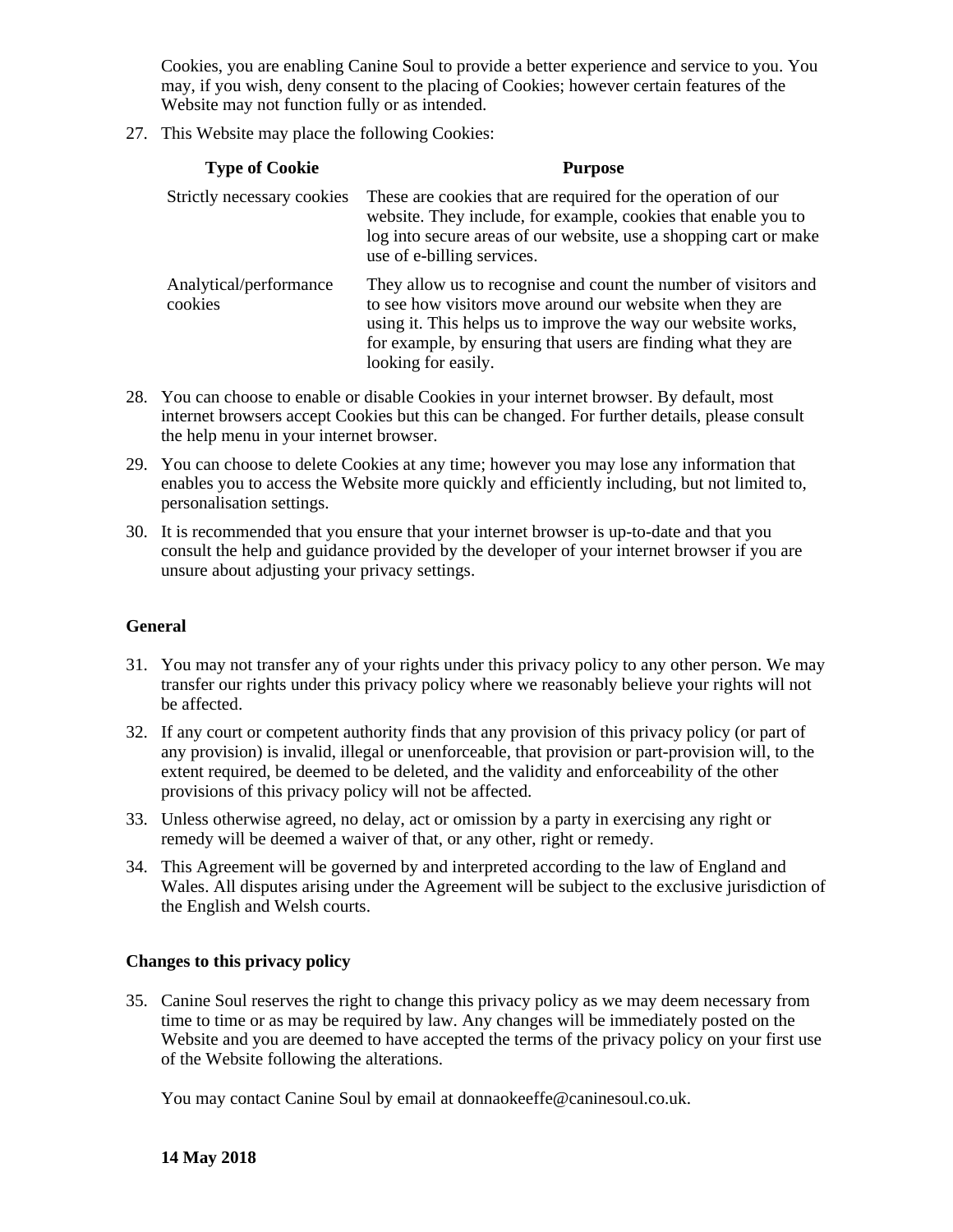Cookies, you are enabling Canine Soul to provide a better experience and service to you. You may, if you wish, deny consent to the placing of Cookies; however certain features of the Website may not function fully or as intended.

27. This Website may place the following Cookies:

| Type of Cookie | Purpose |
| --- | --- |
| Strictly necessary cookies | These are cookies that are required for the operation of our website. They include, for example, cookies that enable you to log into secure areas of our website, use a shopping cart or make use of e-billing services. |
| Analytical/performance cookies | They allow us to recognise and count the number of visitors and to see how visitors move around our website when they are using it. This helps us to improve the way our website works, for example, by ensuring that users are finding what they are looking for easily. |

28. You can choose to enable or disable Cookies in your internet browser. By default, most internet browsers accept Cookies but this can be changed. For further details, please consult the help menu in your internet browser.
29. You can choose to delete Cookies at any time; however you may lose any information that enables you to access the Website more quickly and efficiently including, but not limited to, personalisation settings.
30. It is recommended that you ensure that your internet browser is up-to-date and that you consult the help and guidance provided by the developer of your internet browser if you are unsure about adjusting your privacy settings.

**General**

31. You may not transfer any of your rights under this privacy policy to any other person. We may transfer our rights under this privacy policy where we reasonably believe your rights will not be affected.
32. If any court or competent authority finds that any provision of this privacy policy (or part of any provision) is invalid, illegal or unenforceable, that provision or part-provision will, to the extent required, be deemed to be deleted, and the validity and enforceability of the other provisions of this privacy policy will not be affected.
33. Unless otherwise agreed, no delay, act or omission by a party in exercising any right or remedy will be deemed a waiver of that, or any other, right or remedy.
34. This Agreement will be governed by and interpreted according to the law of England and Wales. All disputes arising under the Agreement will be subject to the exclusive jurisdiction of the English and Welsh courts.

**Changes to this privacy policy**

35. Canine Soul reserves the right to change this privacy policy as we may deem necessary from time to time or as may be required by law. Any changes will be immediately posted on the Website and you are deemed to have accepted the terms of the privacy policy on your first use of the Website following the alterations.

    You may contact Canine Soul by email at donnaokeeffe@caninesoul.co.uk.

**14 May 2018**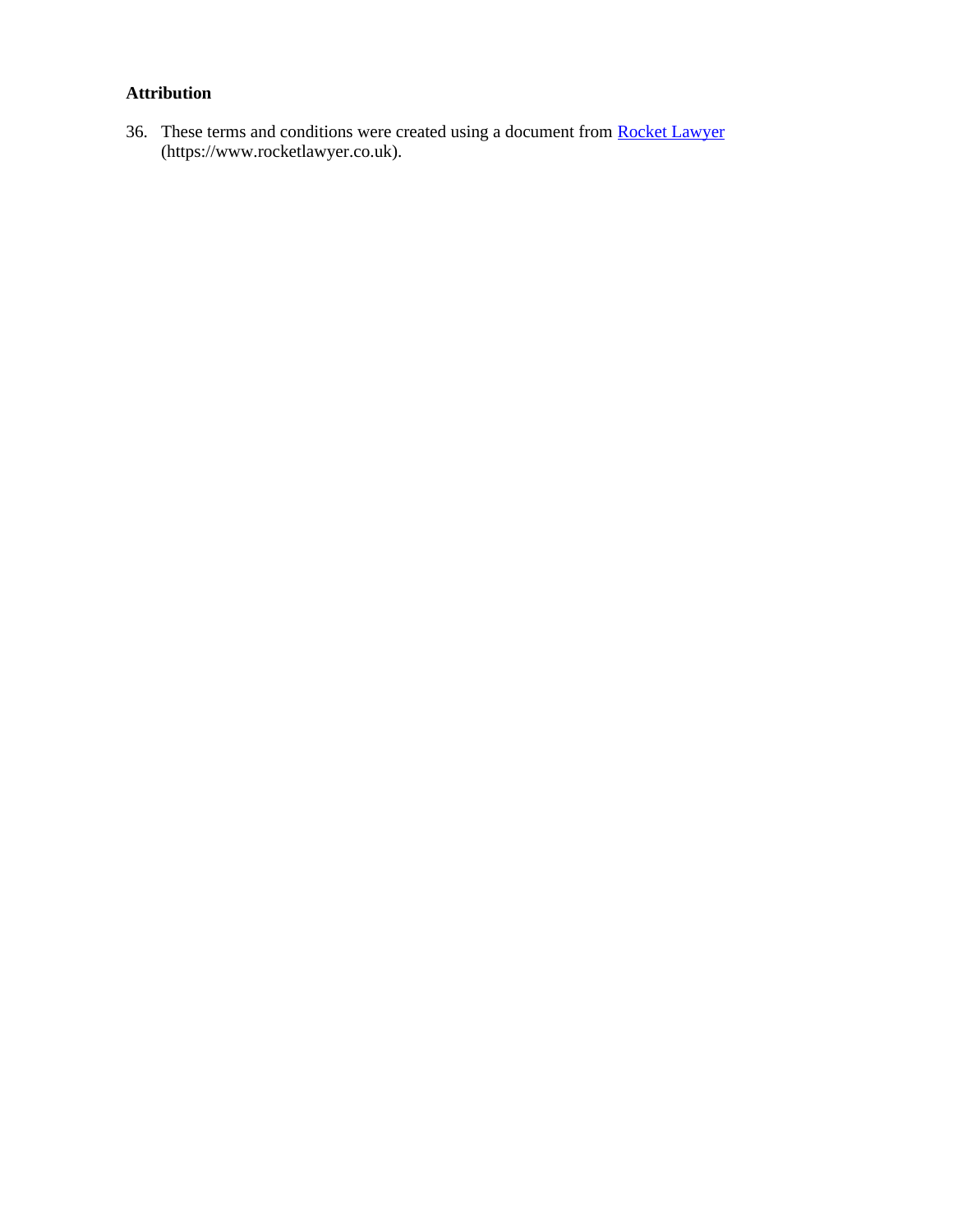**Attribution**

36. These terms and conditions were created using a document from [Rocket Lawyer](https://www.rocketlawyer.co.uk) (https://www.rocketlawyer.co.uk).